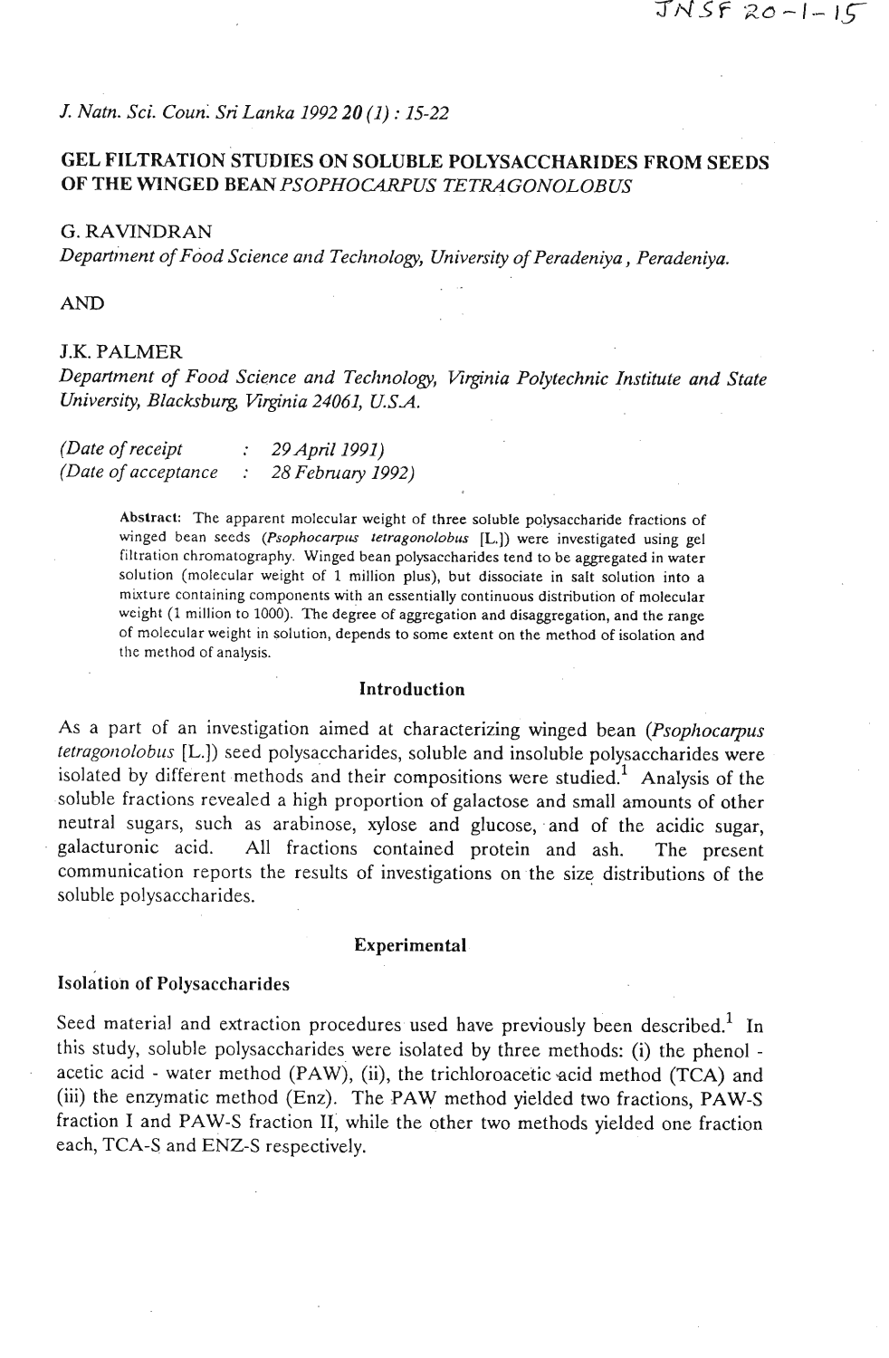J. Natn. Sci. Coun. Sri Lanka 1992 20 (1) : 15-22

# GEL FILTRATION STUDIES ON SOLUBLE POLYSACCHARIDES FROM SEEDS OF THE WINGED BEAN *PSOPHOCARPUS TETRAGONOLOBUS*

G. RAVINDRAN

*Department of Food Science and Technology, University of Peradeniya, Peradeniya.*

AND

J.K. PALMER

*Department of Food Science and Technology, Virginia Polytechnic Institute and State University, Blacksburg, Virginia 24061, U.S.A.*

*(Date of receipt : 29 April 1991)*
*(Date of acceptance : 28 February 1992)*

**Abstract:** The apparent molecular weight of three soluble polysaccharide fractions of winged bean seeds (*Psophocarpus tetragonolobus* [L.]) were investigated using gel filtration chromatography. Winged bean polysaccharides tend to be aggregated in water solution (molecular weight of 1 million plus), but dissociate in salt solution into a mixture containing components with an essentially continuous distribution of molecular weight (1 million to 1000). The degree of aggregation and disaggregation, and the range of molecular weight in solution, depends to some extent on the method of isolation and the method of analysis.

## Introduction

As a part of an investigation aimed at characterizing winged bean (*Psophocarpus tetragonolobus* [L.]) seed polysaccharides, soluble and insoluble polysaccharides were isolated by different methods and their compositions were studied.[1] Analysis of the soluble fractions revealed a high proportion of galactose and small amounts of other neutral sugars, such as arabinose, xylose and glucose, and of the acidic sugar, galacturonic acid. All fractions contained protein and ash. The present communication reports the results of investigations on the size distributions of the soluble polysaccharides.

## Experimental

### Isolation of Polysaccharides

Seed material and extraction procedures used have previously been described.[1] In this study, soluble polysaccharides were isolated by three methods: (i) the phenol - acetic acid - water method (PAW), (ii), the trichloroacetic acid method (TCA) and (iii) the enzymatic method (Enz). The PAW method yielded two fractions, PAW-S fraction I and PAW-S fraction II, while the other two methods yielded one fraction each, TCA-S and ENZ-S respectively.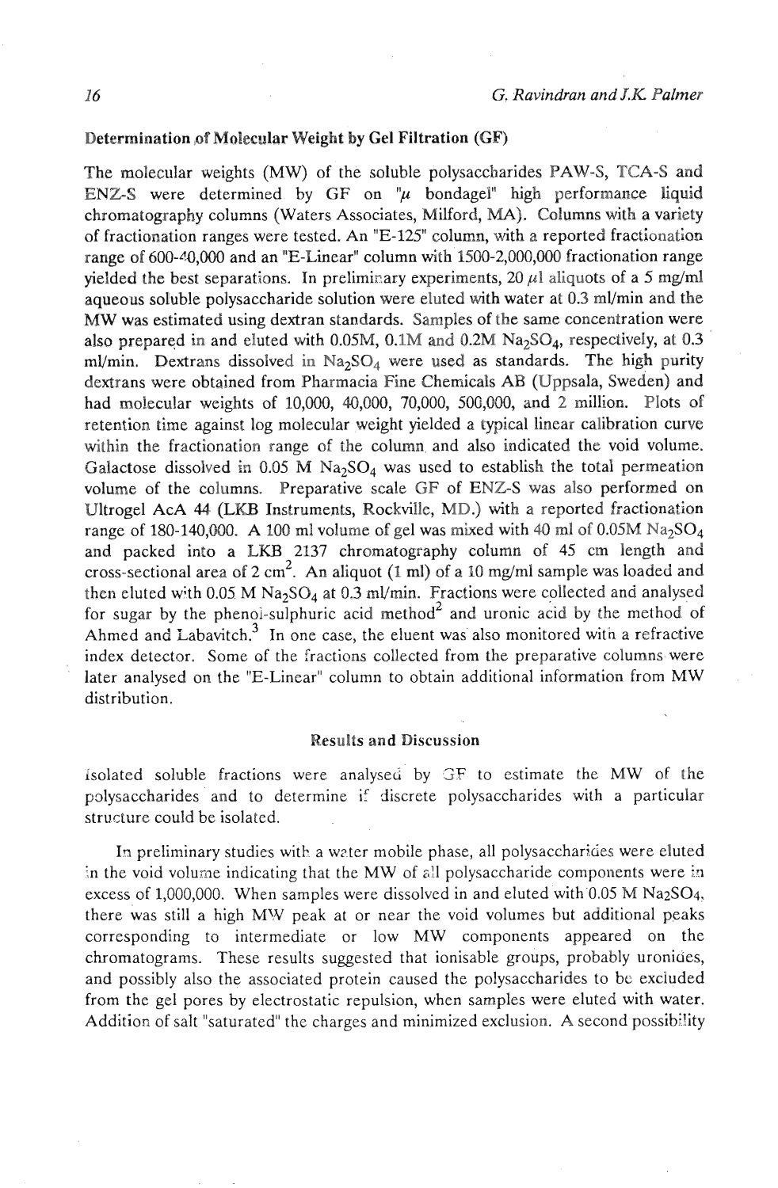### Determination of Molecular Weight by Gel Filtration (GF)

The molecular weights (MW) of the soluble polysaccharides PAW-S, TCA-S and ENZ-S were determined by GF on "$\mu$ bondagel" high performance liquid chromatography columns (Waters Associates, Milford, MA). Columns with a variety of fractionation ranges were tested. An "E-125" column, with a reported fractionation range of 600-40,000 and an "E-Linear" column with 1500-2,000,000 fractionation range yielded the best separations. In preliminary experiments, 20 $\mu$l aliquots of a 5 mg/ml aqueous soluble polysaccharide solution were eluted with water at 0.3 ml/min and the MW was estimated using dextran standards. Samples of the same concentration were also prepared in and eluted with 0.05M, 0.1M and 0.2M $Na_2SO_4$, respectively, at 0.3 ml/min. Dextrans dissolved in $Na_2SO_4$ were used as standards. The high purity dextrans were obtained from Pharmacia Fine Chemicals AB (Uppsala, Sweden) and had molecular weights of 10,000, 40,000, 70,000, 500,000, and 2 million. Plots of retention time against log molecular weight yielded a typical linear calibration curve within the fractionation range of the column and also indicated the void volume. Galactose dissolved in 0.05 M $Na_2SO_4$ was used to establish the total permeation volume of the columns. Preparative scale GF of ENZ-S was also performed on Ultrogel AcA 44 (LKB Instruments, Rockville, MD.) with a reported fractionation range of 180-140,000. A 100 ml volume of gel was mixed with 40 ml of 0.05M $Na_2SO_4$ and packed into a LKB 2137 chromatography column of 45 cm length and cross-sectional area of 2 $cm^2$. An aliquot (1 ml) of a 10 mg/ml sample was loaded and then eluted with 0.05 M $Na_2SO_4$ at 0.3 ml/min. Fractions were collected and analysed for sugar by the phenol-sulphuric acid method[2] and uronic acid by the method of Ahmed and Labavitch.[3] In one case, the eluent was also monitored with a refractive index detector. Some of the fractions collected from the preparative columns were later analysed on the "E-Linear" column to obtain additional information from MW distribution.

## Results and Discussion

Isolated soluble fractions were analysed by GF to estimate the MW of the polysaccharides and to determine if discrete polysaccharides with a particular structure could be isolated.

In preliminary studies with a water mobile phase, all polysaccharides were eluted in the void volume indicating that the MW of all polysaccharide components were in excess of 1,000,000. When samples were dissolved in and eluted with 0.05 M $Na_2SO_4$, there was still a high MW peak at or near the void volumes but additional peaks corresponding to intermediate or low MW components appeared on the chromatograms. These results suggested that ionisable groups, probably uronides, and possibly also the associated protein caused the polysaccharides to be excluded from the gel pores by electrostatic repulsion, when samples were eluted with water. Addition of salt "saturated" the charges and minimized exclusion. A second possibility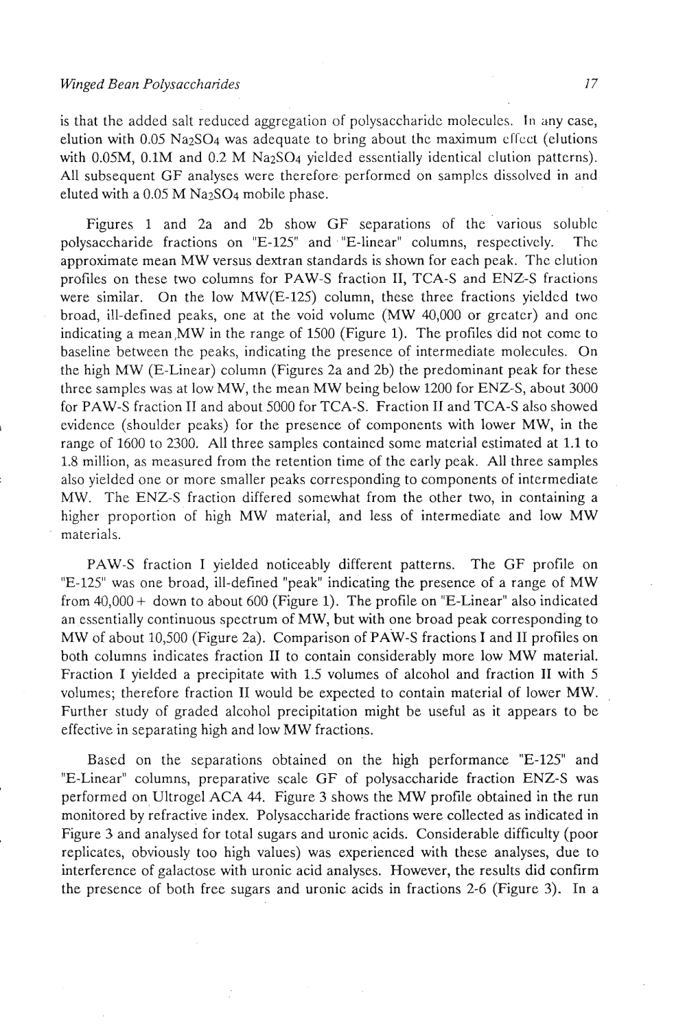is that the added salt reduced aggregation of polysaccharide molecules. In any case, elution with 0.05 $Na_2SO_4$ was adequate to bring about the maximum effect (elutions with 0.05M, 0.1M and 0.2 M $Na_2SO_4$ yielded essentially identical elution patterns). All subsequent GF analyses were therefore performed on samples dissolved in and eluted with a 0.05 M $Na_2SO_4$ mobile phase.

Figures 1 and 2a and 2b show GF separations of the various soluble polysaccharide fractions on "E-125" and "E-linear" columns, respectively. The approximate mean MW versus dextran standards is shown for each peak. The elution profiles on these two columns for PAW-S fraction II, TCA-S and ENZ-S fractions were similar. On the low MW(E-125) column, these three fractions yielded two broad, ill-defined peaks, one at the void volume (MW 40,000 or greater) and one indicating a mean MW in the range of 1500 (Figure 1). The profiles did not come to baseline between the peaks, indicating the presence of intermediate molecules. On the high MW (E-Linear) column (Figures 2a and 2b) the predominant peak for these three samples was at low MW, the mean MW being below 1200 for ENZ-S, about 3000 for PAW-S fraction II and about 5000 for TCA-S. Fraction II and TCA-S also showed evidence (shoulder peaks) for the presence of components with lower MW, in the range of 1600 to 2300. All three samples contained some material estimated at 1.1 to 1.8 million, as measured from the retention time of the early peak. All three samples also yielded one or more smaller peaks corresponding to components of intermediate MW. The ENZ-S fraction differed somewhat from the other two, in containing a higher proportion of high MW material, and less of intermediate and low MW materials.

PAW-S fraction I yielded noticeably different patterns. The GF profile on "E-125" was one broad, ill-defined "peak" indicating the presence of a range of MW from 40,000+ down to about 600 (Figure 1). The profile on "E-Linear" also indicated an essentially continuous spectrum of MW, but with one broad peak corresponding to MW of about 10,500 (Figure 2a). Comparison of PAW-S fractions I and II profiles on both columns indicates fraction II to contain considerably more low MW material. Fraction I yielded a precipitate with 1.5 volumes of alcohol and fraction II with 5 volumes; therefore fraction II would be expected to contain material of lower MW. Further study of graded alcohol precipitation might be useful as it appears to be effective in separating high and low MW fractions.

Based on the separations obtained on the high performance "E-125" and "E-Linear" columns, preparative scale GF of polysaccharide fraction ENZ-S was performed on Ultrogel ACA 44. Figure 3 shows the MW profile obtained in the run monitored by refractive index. Polysaccharide fractions were collected as indicated in Figure 3 and analysed for total sugars and uronic acids. Considerable difficulty (poor replicates, obviously too high values) was experienced with these analyses, due to interference of galactose with uronic acid analyses. However, the results did confirm the presence of both free sugars and uronic acids in fractions 2-6 (Figure 3). In a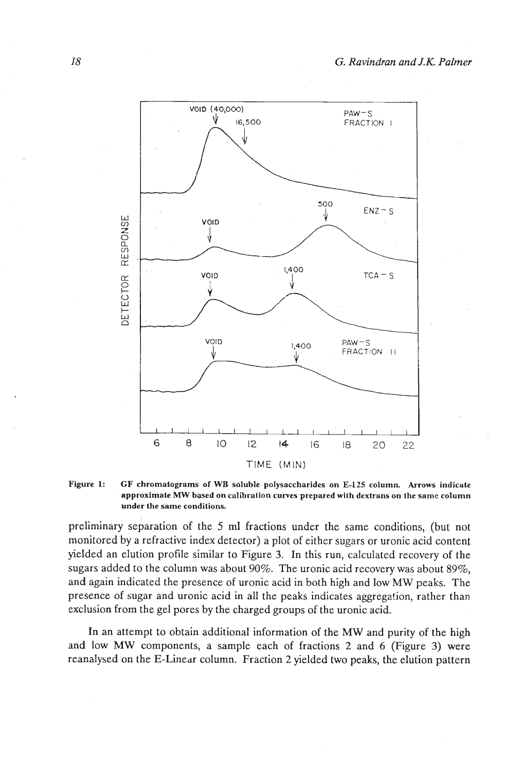**Figure 1:** GF chromatograms of WB soluble polysaccharides on E-125 column. Arrows indicate approximate MW based on calibration curves prepared with dextrans on the same column under the same conditions.

preliminary separation of the 5 ml fractions under the same conditions, (but not monitored by a refractive index detector) a plot of either sugars or uronic acid content yielded an elution profile similar to Figure 3. In this run, calculated recovery of the sugars added to the column was about 90%. The uronic acid recovery was about 89%, and again indicated the presence of uronic acid in both high and low MW peaks. The presence of sugar and uronic acid in all the peaks indicates aggregation, rather than exclusion from the gel pores by the charged groups of the uronic acid.

In an attempt to obtain additional information of the MW and purity of the high and low MW components, a sample each of fractions 2 and 6 (Figure 3) were reanalysed on the E-Linear column. Fraction 2 yielded two peaks, the elution pattern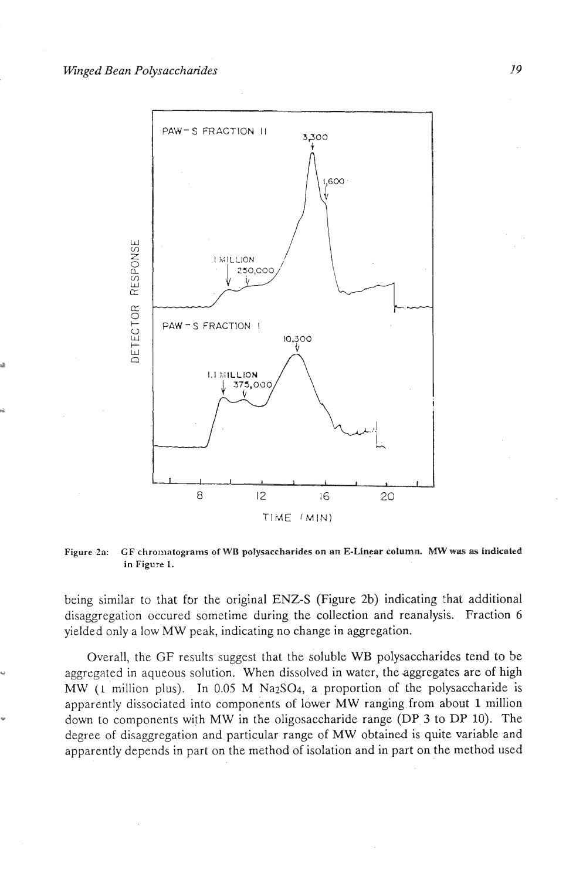Figure 2a: GF chromatograms of WB polysaccharides on an E-Linear column. MW was as indicated in Figure 1.

being similar to that for the original ENZ-S (Figure 2b) indicating that additional disaggregation occured sometime during the collection and reanalysis. Fraction 6 yielded only a low MW peak, indicating no change in aggregation.

Overall, the GF results suggest that the soluble WB polysaccharides tend to be aggregated in aqueous solution. When dissolved in water, the aggregates are of high MW (1 million plus). In 0.05 M $Na_2SO_4$, a proportion of the polysaccharide is apparently dissociated into components of lower MW ranging from about 1 million down to components with MW in the oligosaccharide range (DP 3 to DP 10). The degree of disaggregation and particular range of MW obtained is quite variable and apparently depends in part on the method of isolation and in part on the method used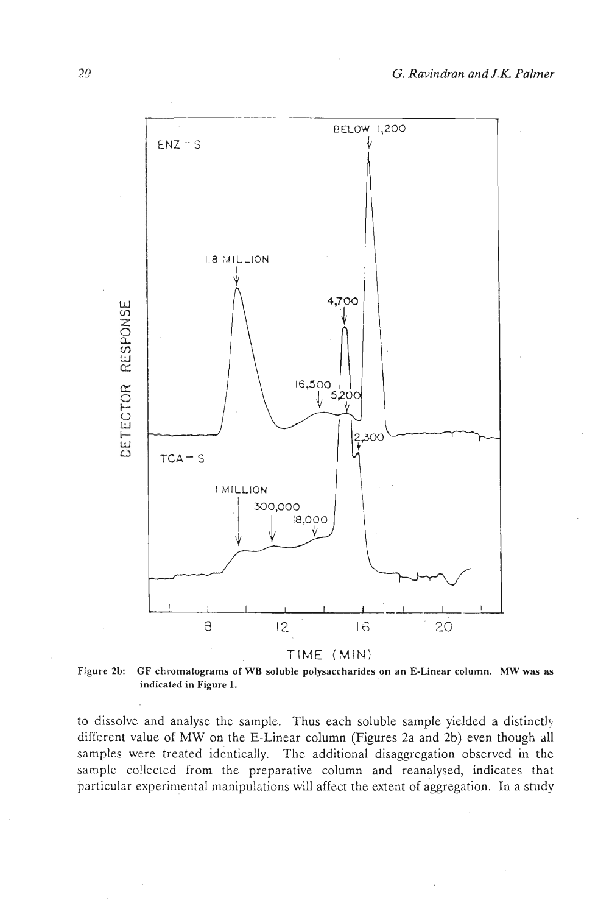Figure 2b: GF chromatograms of WB soluble polysaccharides on an E-Linear column. MW was as indicated in Figure 1.

to dissolve and analyse the sample. Thus each soluble sample yielded a distinctly different value of MW on the E-Linear column (Figures 2a and 2b) even though all samples were treated identically. The additional disaggregation observed in the sample collected from the preparative column and reanalysed, indicates that particular experimental manipulations will affect the extent of aggregation. In a study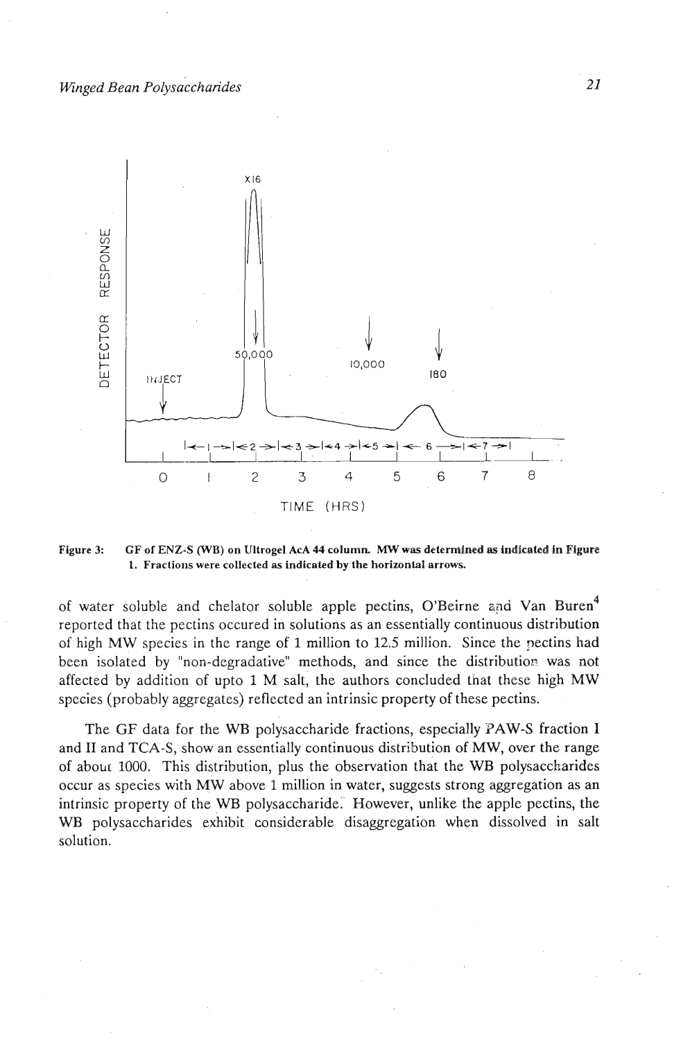Figure 3: GF of ENZ-S (WB) on Ultrogel AcA 44 column. MW was determined as indicated in Figure 1. Fractions were collected as indicated by the horizontal arrows.

of water soluble and chelator soluble apple pectins, O'Beirne and Van Buren[4] reported that the pectins occured in solutions as an essentially continuous distribution of high MW species in the range of 1 million to 12.5 million. Since the pectins had been isolated by "non-degradative" methods, and since the distribution was not affected by addition of upto 1 M salt, the authors concluded that these high MW species (probably aggregates) reflected an intrinsic property of these pectins.

The GF data for the WB polysaccharide fractions, especially PAW-S fraction I and II and TCA-S, show an essentially continuous distribution of MW, over the range of about 1000. This distribution, plus the observation that the WB polysaccharides occur as species with MW above 1 million in water, suggests strong aggregation as an intrinsic property of the WB polysaccharide. However, unlike the apple pectins, the WB polysaccharides exhibit considerable disaggregation when dissolved in salt solution.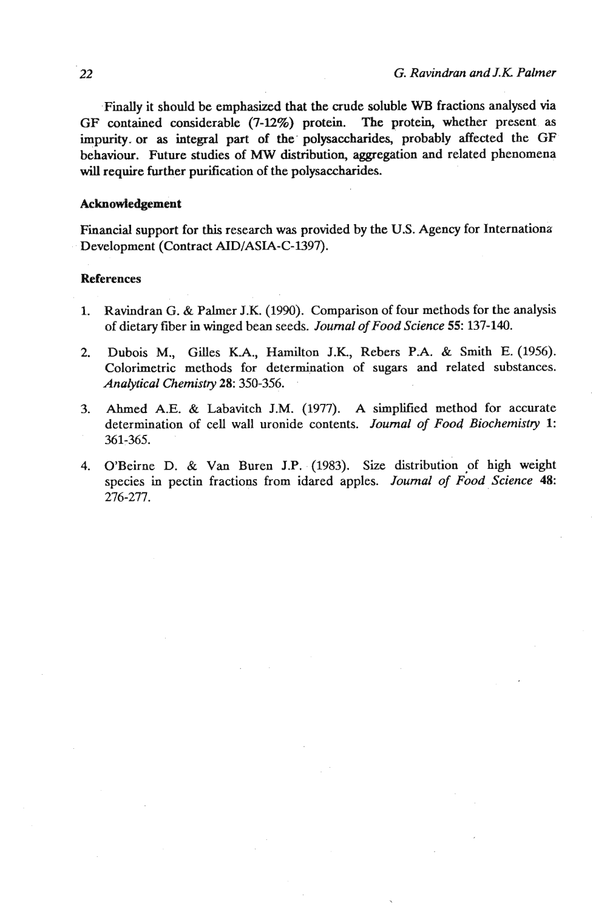Finally it should be emphasized that the crude soluble WB fractions analysed via GF contained considerable (7-12%) protein. The protein, whether present as impurity or as integral part of the polysaccharides, probably affected the GF behaviour. Future studies of MW distribution, aggregation and related phenomena will require further purification of the polysaccharides.

### Acknowledgement

Financial support for this research was provided by the U.S. Agency for Internationa Development (Contract AID/ASIA-C-1397).

### References

1. Ravindran G. & Palmer J.K. (1990). Comparison of four methods for the analysis of dietary fiber in winged bean seeds. *Journal of Food Science* **55**: 137-140.

2. Dubois M., Gilles K.A., Hamilton J.K., Rebers P.A. & Smith E. (1956). Colorimetric methods for determination of sugars and related substances. *Analytical Chemistry* **28**: 350-356.

3. Ahmed A.E. & Labavitch J.M. (1977). A simplified method for accurate determination of cell wall uronide contents. *Journal of Food Biochemistry* **1**: 361-365.

4. O'Beirne D. & Van Buren J.P. (1983). Size distribution of high weight species in pectin fractions from idared apples. *Journal of Food Science* **48**: 276-277.